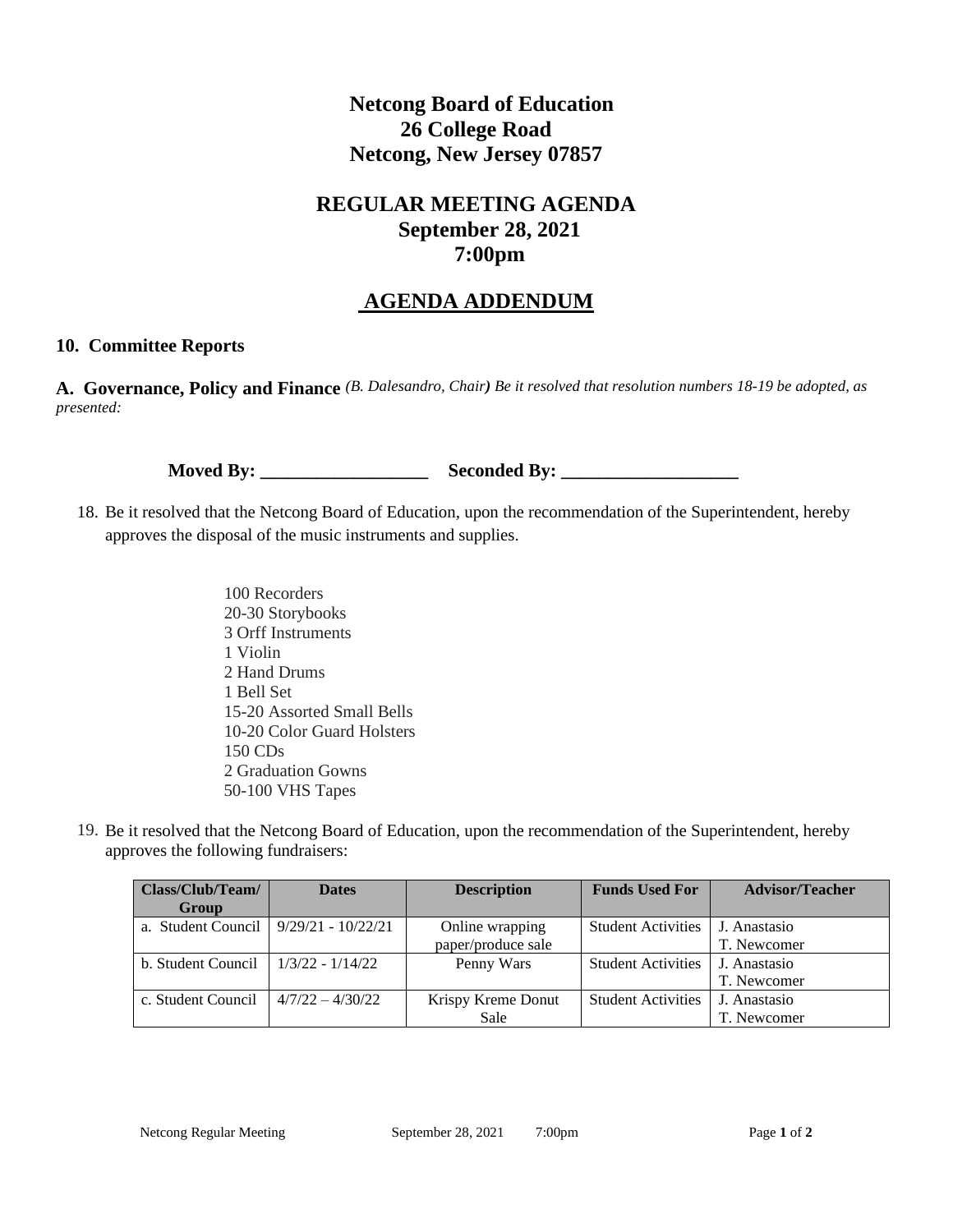# Netcong Board of Education
## 26 College Road
## Netcong, New Jersey 07857

## REGULAR MEETING AGENDA
### September 28, 2021
### 7:00pm

## AGENDA ADDENDUM

### 10. Committee Reports

**A. Governance, Policy and Finance** *(B. Dalesandro, Chair) Be it resolved that resolution numbers 18-19 be adopted, as presented:*

**Moved By: __________________ Seconded By: ___________________**

18. Be it resolved that the Netcong Board of Education, upon the recommendation of the Superintendent, hereby approves the disposal of the music instruments and supplies.

    100 Recorders
    20-30 Storybooks
    3 Orff Instruments
    1 Violin
    2 Hand Drums
    1 Bell Set
    15-20 Assorted Small Bells
    10-20 Color Guard Holsters
    150 CDs
    2 Graduation Gowns
    50-100 VHS Tapes

19. Be it resolved that the Netcong Board of Education, upon the recommendation of the Superintendent, hereby approves the following fundraisers:

| Class/Club/Team/ Group | Dates | Description | Funds Used For | Advisor/Teacher |
|---|---|---|---|---|
| a. Student Council | 9/29/21 - 10/22/21 | Online wrapping paper/produce sale | Student Activities | J. Anastasio T. Newcomer |
| b. Student Council | 1/3/22 - 1/14/22 | Penny Wars | Student Activities | J. Anastasio T. Newcomer |
| c. Student Council | 4/7/22 – 4/30/22 | Krispy Kreme Donut Sale | Student Activities | J. Anastasio T. Newcomer |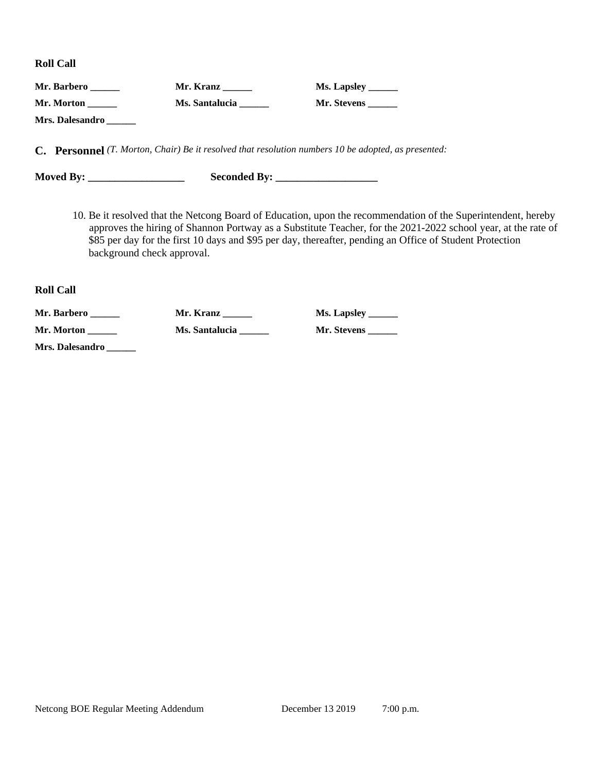**Roll Call**

**Mr. Barbero ______** **Mr. Kranz ______** **Ms. Lapsley ______**

**Mr. Morton ______** **Ms. Santalucia ______** **Mr. Stevens ______**

**Mrs. Dalesandro ______**

**C. Personnel** *(T. Morton, Chair) Be it resolved that resolution numbers 10 be adopted, as presented:*

**Moved By: __________________** **Seconded By: ___________________**

10. Be it resolved that the Netcong Board of Education, upon the recommendation of the Superintendent, hereby approves the hiring of Shannon Portway as a Substitute Teacher, for the 2021-2022 school year, at the rate of $85 per day for the first 10 days and $95 per day, thereafter, pending an Office of Student Protection background check approval.

**Roll Call**

**Mr. Barbero ______** **Mr. Kranz ______** **Ms. Lapsley ______**

**Mr. Morton ______** **Ms. Santalucia ______** **Mr. Stevens ______**

**Mrs. Dalesandro ______**